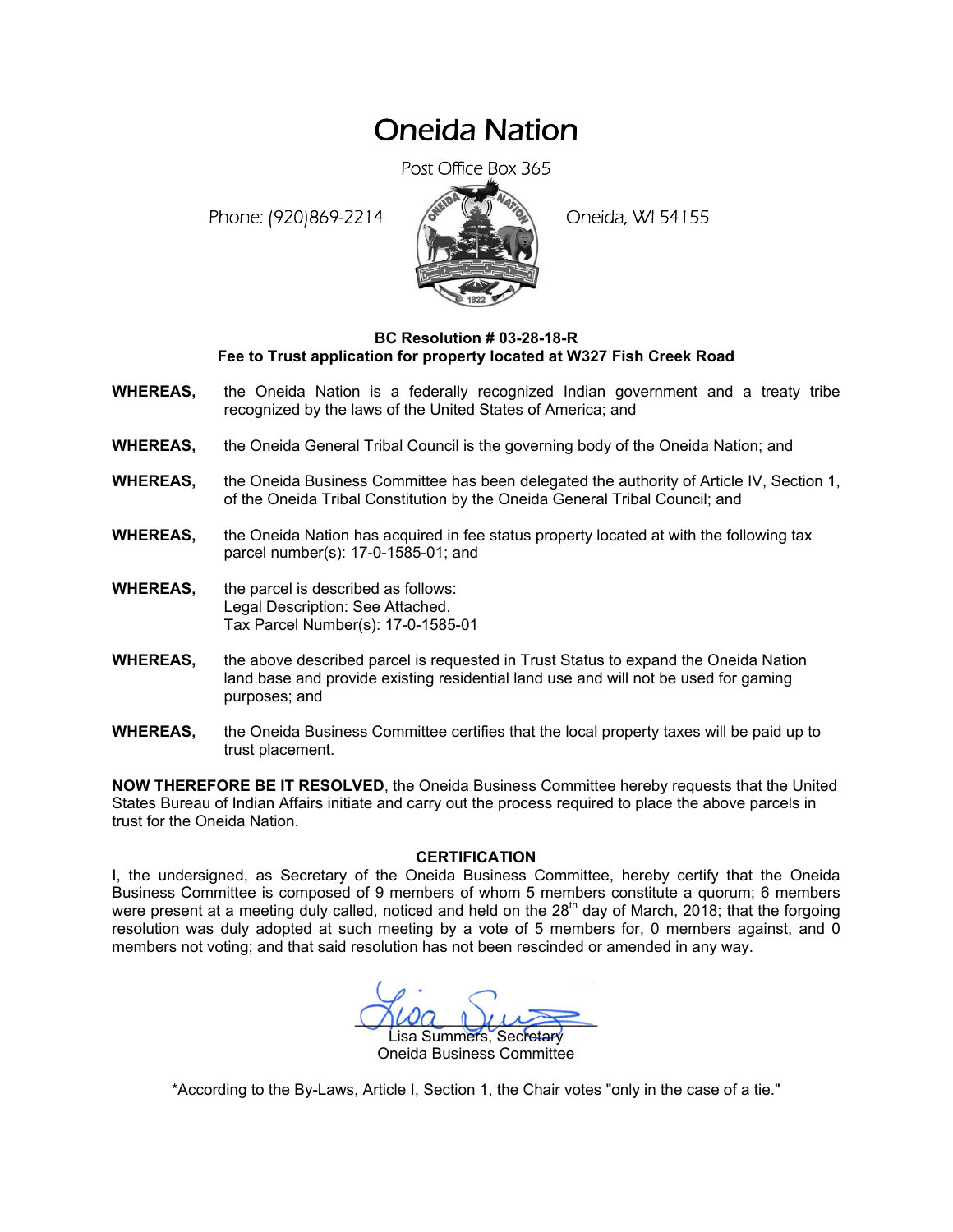# Oneida Nation

Post Office Box 365

Phone: (920)869-2214

Oneida, WI 54155

**BC Resolution # 03-28-18-R**
**Fee to Trust application for property located at W327 Fish Creek Road**

**WHEREAS,** the Oneida Nation is a federally recognized Indian government and a treaty tribe recognized by the laws of the United States of America; and

**WHEREAS,** the Oneida General Tribal Council is the governing body of the Oneida Nation; and

**WHEREAS,** the Oneida Business Committee has been delegated the authority of Article IV, Section 1, of the Oneida Tribal Constitution by the Oneida General Tribal Council; and

**WHEREAS,** the Oneida Nation has acquired in fee status property located at with the following tax parcel number(s): 17-0-1585-01; and

**WHEREAS,** the parcel is described as follows:
Legal Description: See Attached.
Tax Parcel Number(s): 17-0-1585-01

**WHEREAS,** the above described parcel is requested in Trust Status to expand the Oneida Nation land base and provide existing residential land use and will not be used for gaming purposes; and

**WHEREAS,** the Oneida Business Committee certifies that the local property taxes will be paid up to trust placement.

**NOW THEREFORE BE IT RESOLVED**, the Oneida Business Committee hereby requests that the United States Bureau of Indian Affairs initiate and carry out the process required to place the above parcels in trust for the Oneida Nation.

**CERTIFICATION**

I, the undersigned, as Secretary of the Oneida Business Committee, hereby certify that the Oneida Business Committee is composed of 9 members of whom 5 members constitute a quorum; 6 members were present at a meeting duly called, noticed and held on the 28th day of March, 2018; that the forgoing resolution was duly adopted at such meeting by a vote of 5 members for, 0 members against, and 0 members not voting; and that said resolution has not been rescinded or amended in any way.

Lisa Summers, Secretary
Oneida Business Committee

*According to the By-Laws, Article I, Section 1, the Chair votes "only in the case of a tie."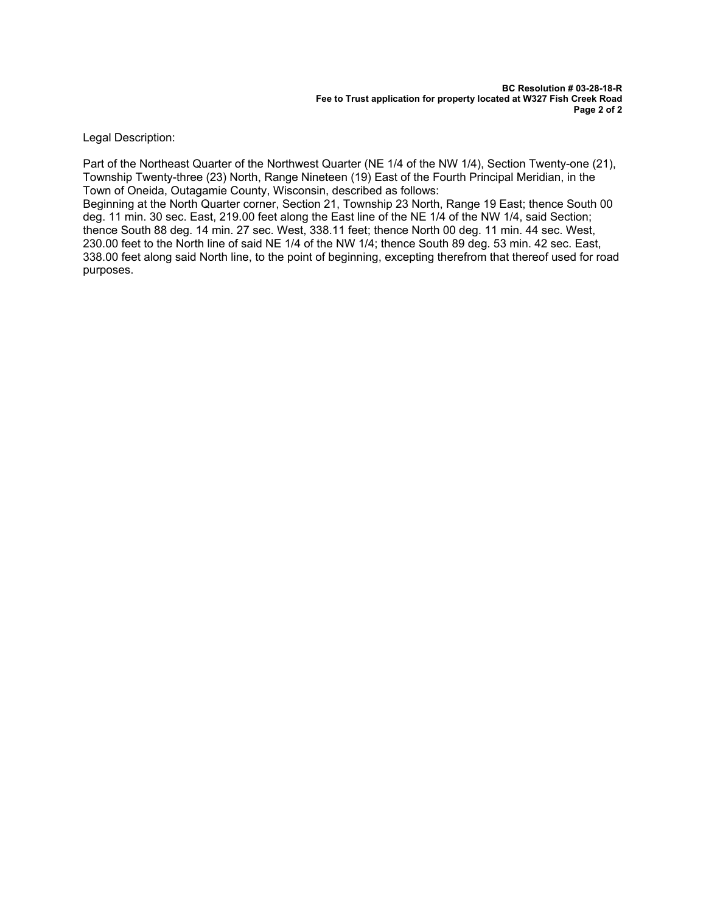Legal Description:

Part of the Northeast Quarter of the Northwest Quarter (NE 1/4 of the NW 1/4), Section Twenty-one (21), Township Twenty-three (23) North, Range Nineteen (19) East of the Fourth Principal Meridian, in the Town of Oneida, Outagamie County, Wisconsin, described as follows:
Beginning at the North Quarter corner, Section 21, Township 23 North, Range 19 East; thence South 00 deg. 11 min. 30 sec. East, 219.00 feet along the East line of the NE 1/4 of the NW 1/4, said Section; thence South 88 deg. 14 min. 27 sec. West, 338.11 feet; thence North 00 deg. 11 min. 44 sec. West, 230.00 feet to the North line of said NE 1/4 of the NW 1/4; thence South 89 deg. 53 min. 42 sec. East, 338.00 feet along said North line, to the point of beginning, excepting therefrom that thereof used for road purposes.